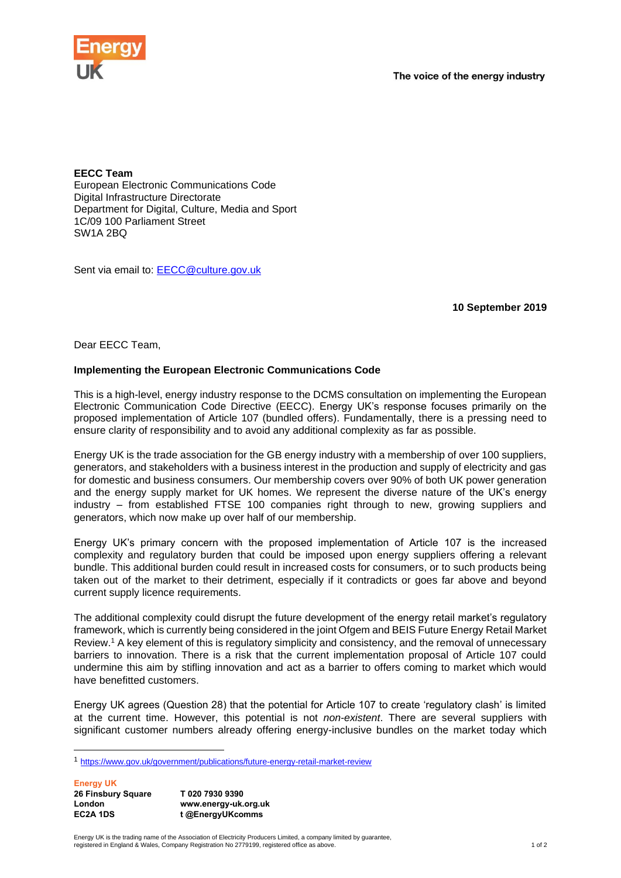The voice of the energy industry

**EECC Team**
European Electronic Communications Code
Digital Infrastructure Directorate
Department for Digital, Culture, Media and Sport
1C/09 100 Parliament Street
SW1A 2BQ

Sent via email to: EECC@culture.gov.uk

**10 September 2019**

Dear EECC Team,

**Implementing the European Electronic Communications Code**

This is a high-level, energy industry response to the DCMS consultation on implementing the European Electronic Communication Code Directive (EECC). Energy UK's response focuses primarily on the proposed implementation of Article 107 (bundled offers). Fundamentally, there is a pressing need to ensure clarity of responsibility and to avoid any additional complexity as far as possible.

Energy UK is the trade association for the GB energy industry with a membership of over 100 suppliers, generators, and stakeholders with a business interest in the production and supply of electricity and gas for domestic and business consumers. Our membership covers over 90% of both UK power generation and the energy supply market for UK homes. We represent the diverse nature of the UK's energy industry – from established FTSE 100 companies right through to new, growing suppliers and generators, which now make up over half of our membership.

Energy UK's primary concern with the proposed implementation of Article 107 is the increased complexity and regulatory burden that could be imposed upon energy suppliers offering a relevant bundle. This additional burden could result in increased costs for consumers, or to such products being taken out of the market to their detriment, especially if it contradicts or goes far above and beyond current supply licence requirements.

The additional complexity could disrupt the future development of the energy retail market's regulatory framework, which is currently being considered in the joint Ofgem and BEIS Future Energy Retail Market Review.[1] A key element of this is regulatory simplicity and consistency, and the removal of unnecessary barriers to innovation. There is a risk that the current implementation proposal of Article 107 could undermine this aim by stifling innovation and act as a barrier to offers coming to market which would have benefitted customers.

Energy UK agrees (Question 28) that the potential for Article 107 to create 'regulatory clash' is limited at the current time. However, this potential is not *non-existent*. There are several suppliers with significant customer numbers already offering energy-inclusive bundles on the market today which

[1] https://www.gov.uk/government/publications/future-energy-retail-market-review

**Energy UK**
**26 Finsbury Square**
**London**
**EC2A 1DS**

**T 020 7930 9390**
**www.energy-uk.org.uk**
**t @EnergyUKcomms**

Energy UK is the trading name of the Association of Electricity Producers Limited, a company limited by guarantee, registered in England & Wales, Company Registration No 2779199, registered office as above.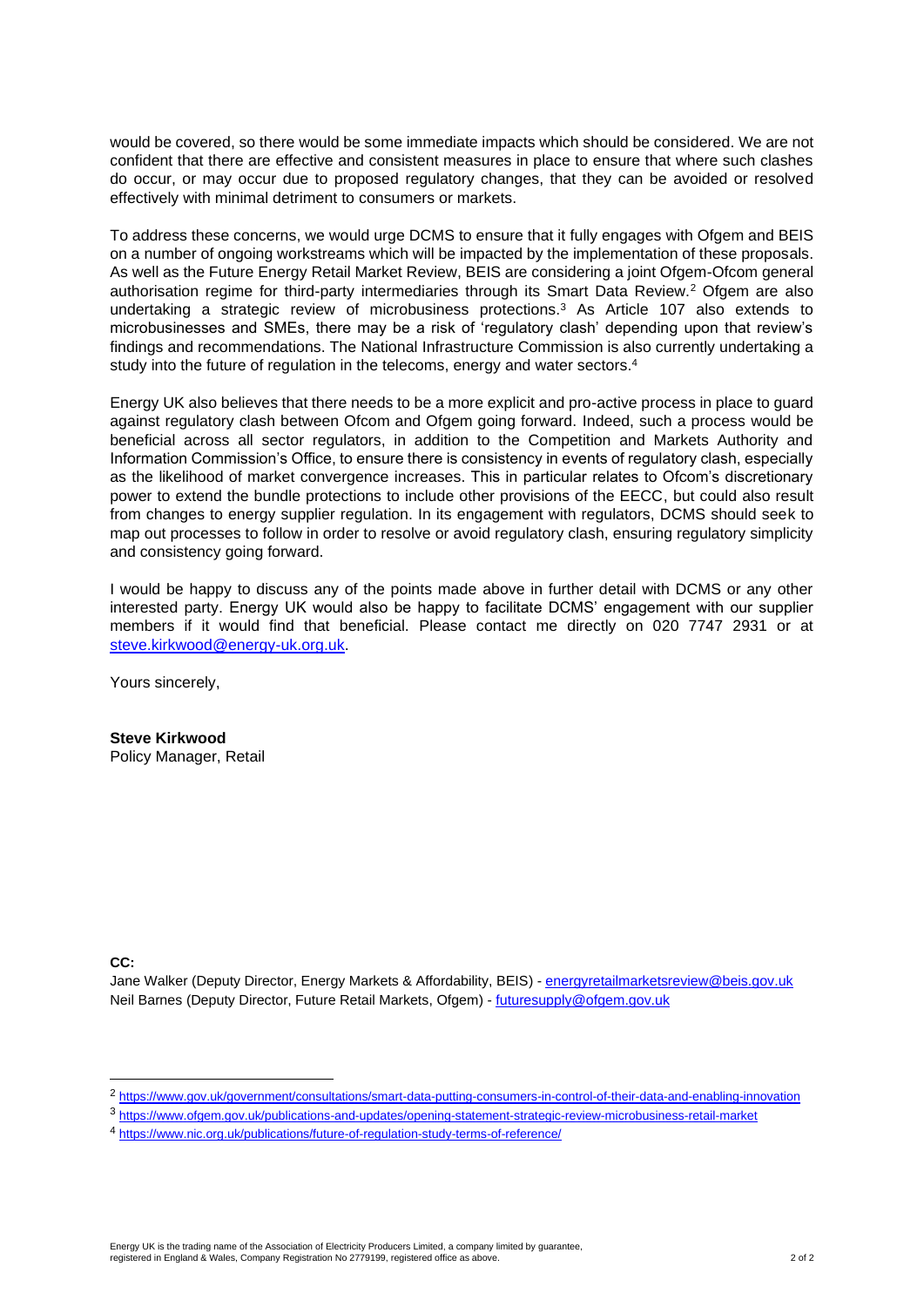would be covered, so there would be some immediate impacts which should be considered. We are not confident that there are effective and consistent measures in place to ensure that where such clashes do occur, or may occur due to proposed regulatory changes, that they can be avoided or resolved effectively with minimal detriment to consumers or markets.

To address these concerns, we would urge DCMS to ensure that it fully engages with Ofgem and BEIS on a number of ongoing workstreams which will be impacted by the implementation of these proposals. As well as the Future Energy Retail Market Review, BEIS are considering a joint Ofgem-Ofcom general authorisation regime for third-party intermediaries through its Smart Data Review.[2] Ofgem are also undertaking a strategic review of microbusiness protections.[3] As Article 107 also extends to microbusinesses and SMEs, there may be a risk of 'regulatory clash' depending upon that review's findings and recommendations. The National Infrastructure Commission is also currently undertaking a study into the future of regulation in the telecoms, energy and water sectors.[4]

Energy UK also believes that there needs to be a more explicit and pro-active process in place to guard against regulatory clash between Ofcom and Ofgem going forward. Indeed, such a process would be beneficial across all sector regulators, in addition to the Competition and Markets Authority and Information Commission's Office, to ensure there is consistency in events of regulatory clash, especially as the likelihood of market convergence increases. This in particular relates to Ofcom's discretionary power to extend the bundle protections to include other provisions of the EECC, but could also result from changes to energy supplier regulation. In its engagement with regulators, DCMS should seek to map out processes to follow in order to resolve or avoid regulatory clash, ensuring regulatory simplicity and consistency going forward.

I would be happy to discuss any of the points made above in further detail with DCMS or any other interested party. Energy UK would also be happy to facilitate DCMS' engagement with our supplier members if it would find that beneficial. Please contact me directly on 020 7747 2931 or at steve.kirkwood@energy-uk.org.uk.

Yours sincerely,

**Steve Kirkwood**
Policy Manager, Retail

**CC:**

Jane Walker (Deputy Director, Energy Markets & Affordability, BEIS) - energyretailmarketsreview@beis.gov.uk
Neil Barnes (Deputy Director, Future Retail Markets, Ofgem) - futuresupply@ofgem.gov.uk

[2] https://www.gov.uk/government/consultations/smart-data-putting-consumers-in-control-of-their-data-and-enabling-innovation

[3] https://www.ofgem.gov.uk/publications-and-updates/opening-statement-strategic-review-microbusiness-retail-market

[4] https://www.nic.org.uk/publications/future-of-regulation-study-terms-of-reference/

Energy UK is the trading name of the Association of Electricity Producers Limited, a company limited by guarantee, registered in England & Wales, Company Registration No 2779199, registered office as above.